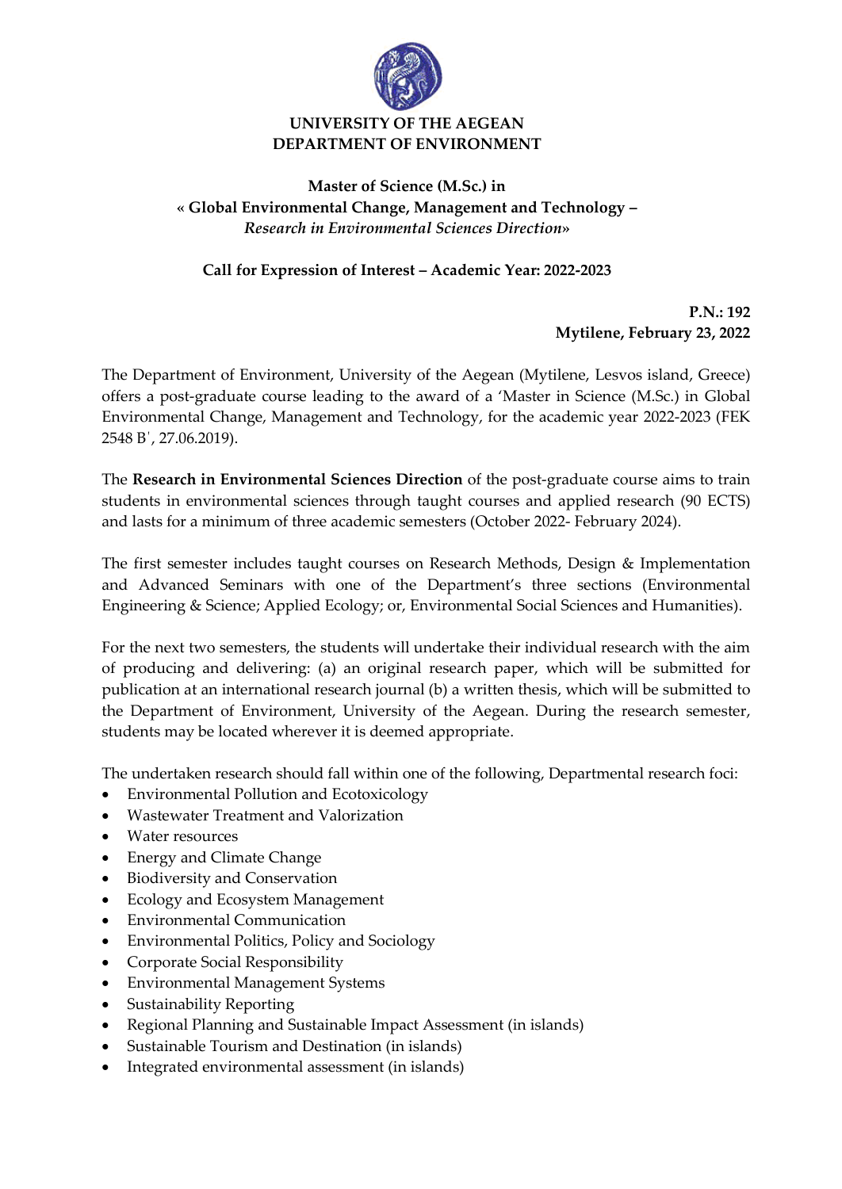**UNIVERSITY OF THE AEGEAN**
**DEPARTMENT OF ENVIRONMENT**

# Master of Science (M.Sc.) in « Global Environmental Change, Management and Technology – *Research in Environmental Sciences Direction*»

## Call for Expression of Interest – Academic Year: 2022-2023

**P.N.: 192**
**Mytilene, February 23, 2022**

The Department of Environment, University of the Aegean (Mytilene, Lesvos island, Greece) offers a post-graduate course leading to the award of a 'Master in Science (M.Sc.) in Global Environmental Change, Management and Technology, for the academic year 2022-2023 (FEK 2548 B΄, 27.06.2019).

The **Research in Environmental Sciences Direction** of the post-graduate course aims to train students in environmental sciences through taught courses and applied research (90 ECTS) and lasts for a minimum of three academic semesters (October 2022- February 2024).

The first semester includes taught courses on Research Methods, Design & Implementation and Advanced Seminars with one of the Department's three sections (Environmental Engineering & Science; Applied Ecology; or, Environmental Social Sciences and Humanities).

For the next two semesters, the students will undertake their individual research with the aim of producing and delivering: (a) an original research paper, which will be submitted for publication at an international research journal (b) a written thesis, which will be submitted to the Department of Environment, University of the Aegean. During the research semester, students may be located wherever it is deemed appropriate.

The undertaken research should fall within one of the following, Departmental research foci:

- Environmental Pollution and Ecotoxicology
- Wastewater Treatment and Valorization
- Water resources
- Energy and Climate Change
- Biodiversity and Conservation
- Ecology and Ecosystem Management
- Environmental Communication
- Environmental Politics, Policy and Sociology
- Corporate Social Responsibility
- Environmental Management Systems
- Sustainability Reporting
- Regional Planning and Sustainable Impact Assessment (in islands)
- Sustainable Tourism and Destination (in islands)
- Integrated environmental assessment (in islands)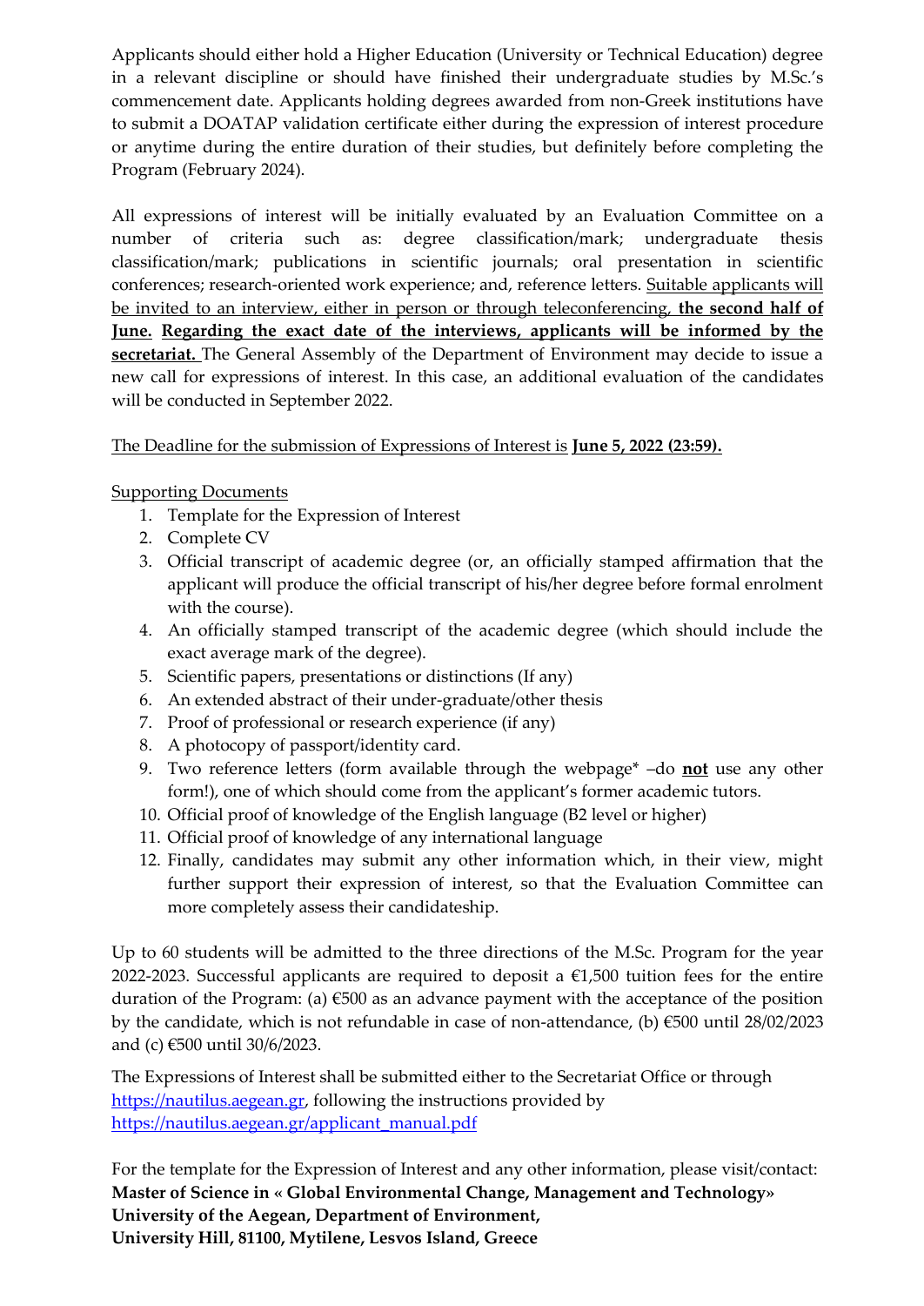Applicants should either hold a Higher Education (University or Technical Education) degree in a relevant discipline or should have finished their undergraduate studies by M.Sc.'s commencement date. Applicants holding degrees awarded from non-Greek institutions have to submit a DOATAP validation certificate either during the expression of interest procedure or anytime during the entire duration of their studies, but definitely before completing the Program (February 2024).

All expressions of interest will be initially evaluated by an Evaluation Committee on a number of criteria such as: degree classification/mark; undergraduate thesis classification/mark; publications in scientific journals; oral presentation in scientific conferences; research-oriented work experience; and, reference letters. Suitable applicants will be invited to an interview, either in person or through teleconferencing, **the second half of June. Regarding the exact date of the interviews, applicants will be informed by the secretariat.** The General Assembly of the Department of Environment may decide to issue a new call for expressions of interest. In this case, an additional evaluation of the candidates will be conducted in September 2022.

The Deadline for the submission of Expressions of Interest is **June 5, 2022 (23:59).**

Supporting Documents

1. Template for the Expression of Interest
2. Complete CV
3. Official transcript of academic degree (or, an officially stamped affirmation that the applicant will produce the official transcript of his/her degree before formal enrolment with the course).
4. An officially stamped transcript of the academic degree (which should include the exact average mark of the degree).
5. Scientific papers, presentations or distinctions (If any)
6. An extended abstract of their under-graduate/other thesis
7. Proof of professional or research experience (if any)
8. A photocopy of passport/identity card.
9. Two reference letters (form available through the webpage* –do **not** use any other form!), one of which should come from the applicant's former academic tutors.
10. Official proof of knowledge of the English language (B2 level or higher)
11. Official proof of knowledge of any international language
12. Finally, candidates may submit any other information which, in their view, might further support their expression of interest, so that the Evaluation Committee can more completely assess their candidateship.

Up to 60 students will be admitted to the three directions of the M.Sc. Program for the year 2022-2023. Successful applicants are required to deposit a €1,500 tuition fees for the entire duration of the Program: (a) €500 as an advance payment with the acceptance of the position by the candidate, which is not refundable in case of non-attendance, (b) €500 until 28/02/2023 and (c) €500 until 30/6/2023.

The Expressions of Interest shall be submitted either to the Secretariat Office or through https://nautilus.aegean.gr, following the instructions provided by https://nautilus.aegean.gr/applicant_manual.pdf

For the template for the Expression of Interest and any other information, please visit/contact:
**Master of Science in « Global Environmental Change, Management and Technology»**
**University of the Aegean, Department of Environment,**
**University Hill, 81100, Mytilene, Lesvos Island, Greece**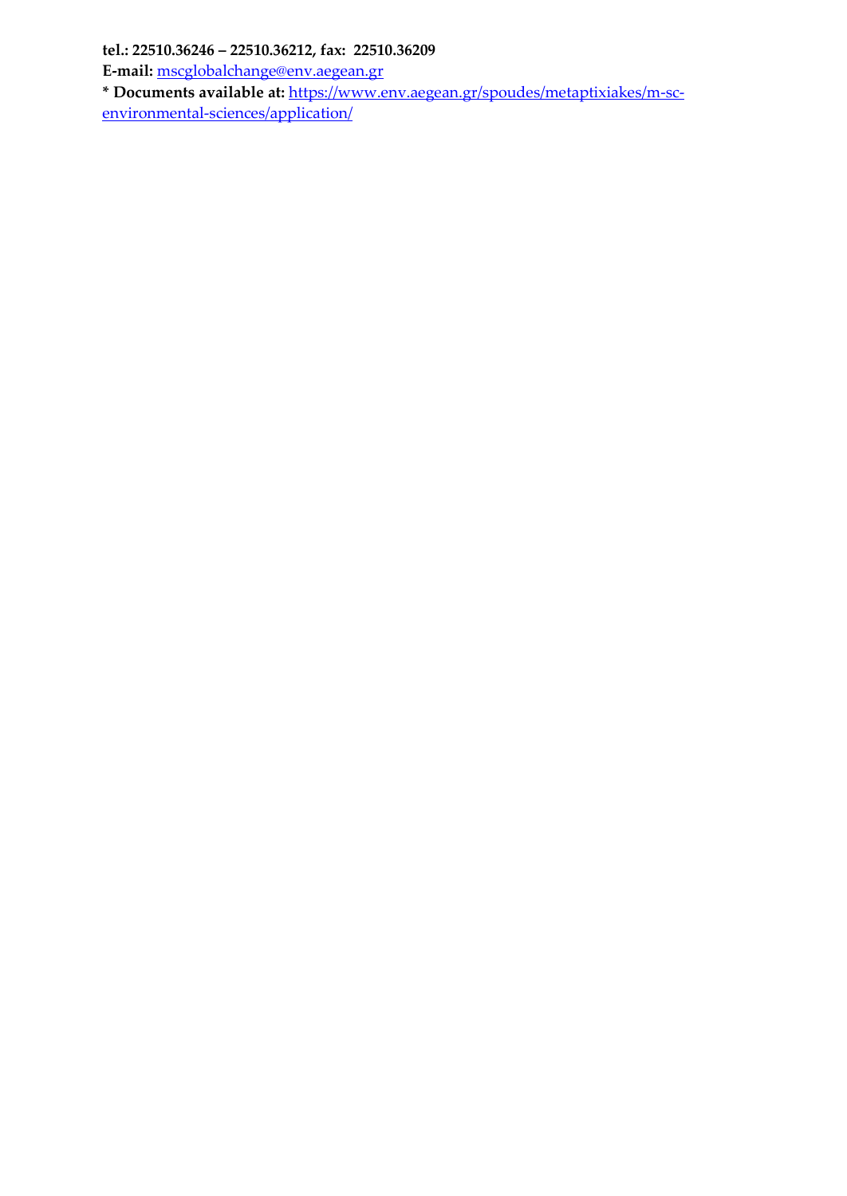**tel.: 22510.36246 – 22510.36212, fax: 22510.36209**

**E-mail:** mscglobalchange@env.aegean.gr

**\* Documents available at:** https://www.env.aegean.gr/spoudes/metaptixiakes/m-sc-environmental-sciences/application/